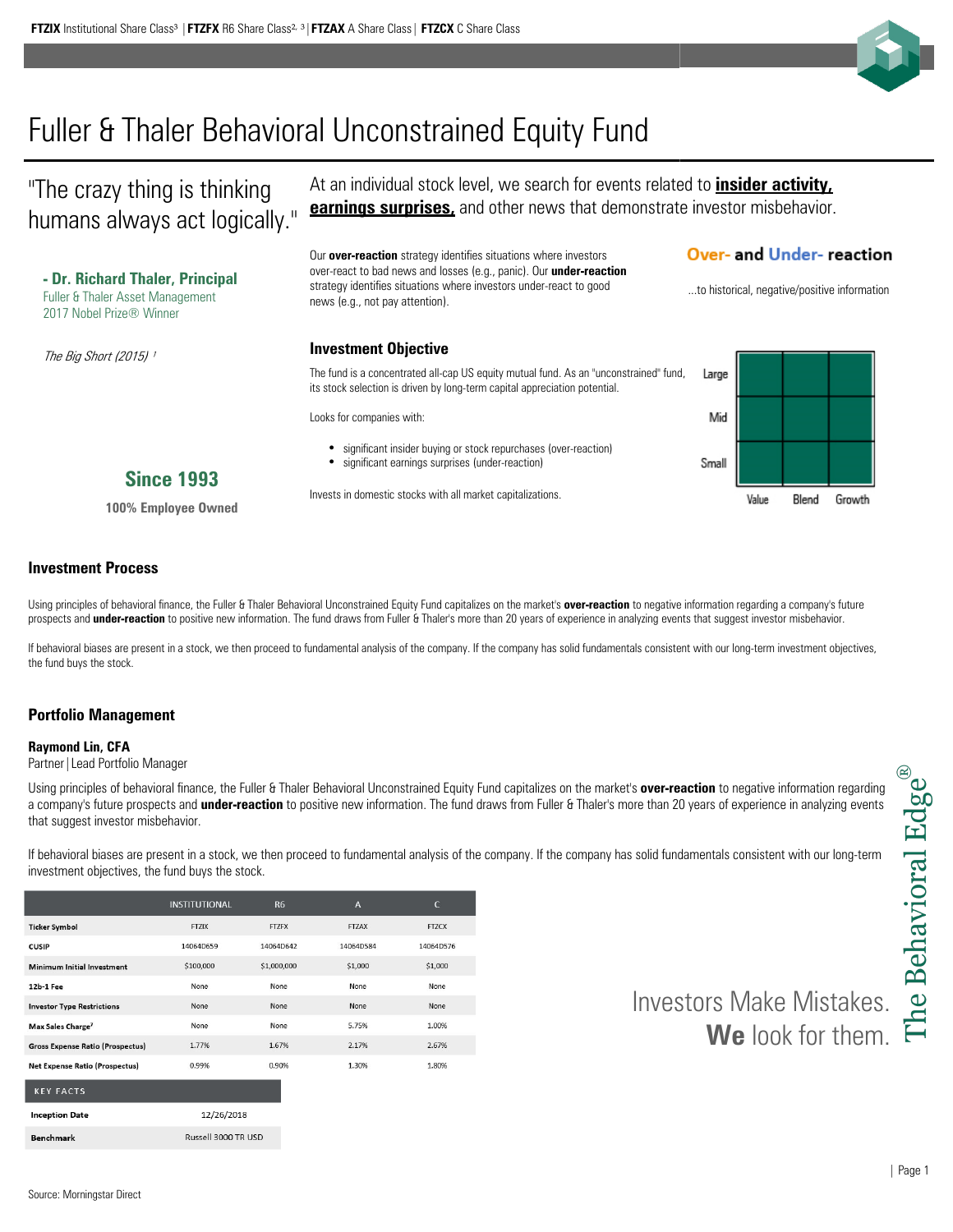**FTZIX** Institutional Share Class[3] | **FTZFX** R6 Share Class[2, 3] | **FTZAX** A Share Class | **FTZCX** C Share Class

# Fuller & Thaler Behavioral Unconstrained Equity Fund

"The crazy thing is thinking humans always act logically."

**- Dr. Richard Thaler, Principal**
Fuller & Thaler Asset Management
2017 Nobel Prize® Winner

*The Big Short (2015)* [1]

**Since 1993**

**100% Employee Owned**

At an individual stock level, we search for events related to **insider activity, earnings surprises,** and other news that demonstrate investor misbehavior.

Our **over-reaction** strategy identifies situations where investors over-react to bad news and losses (e.g., panic). Our **under-reaction** strategy identifies situations where investors under-react to good news (e.g., not pay attention).

**Over- and Under- reaction**

...to historical, negative/positive information

### Investment Objective

The fund is a concentrated all-cap US equity mutual fund. As an "unconstrained" fund, its stock selection is driven by long-term capital appreciation potential.

Looks for companies with:

- significant insider buying or stock repurchases (over-reaction)
- significant earnings surprises (under-reaction)

Invests in domestic stocks with all market capitalizations.

| | Value | Blend | Growth |
|---|---|---|---|
| Large | | | |
| Mid | | | |
| Small | | | |

## Investment Process

Using principles of behavioral finance, the Fuller & Thaler Behavioral Unconstrained Equity Fund capitalizes on the market's **over-reaction** to negative information regarding a company's future prospects and **under-reaction** to positive new information. The fund draws from Fuller & Thaler's more than 20 years of experience in analyzing events that suggest investor misbehavior.

If behavioral biases are present in a stock, we then proceed to fundamental analysis of the company. If the company has solid fundamentals consistent with our long-term investment objectives, the fund buys the stock.

## Portfolio Management

**Raymond Lin, CFA**
Partner | Lead Portfolio Manager

Using principles of behavioral finance, the Fuller & Thaler Behavioral Unconstrained Equity Fund capitalizes on the market's **over-reaction** to negative information regarding a company's future prospects and **under-reaction** to positive new information. The fund draws from Fuller & Thaler's more than 20 years of experience in analyzing events that suggest investor misbehavior.

If behavioral biases are present in a stock, we then proceed to fundamental analysis of the company. If the company has solid fundamentals consistent with our long-term investment objectives, the fund buys the stock.

| | INSTITUTIONAL | R6 | A | C |
|---|---|---|---|---|
| **Ticker Symbol** | FTZIX | FTZFX | FTZAX | FTZCX |
| **CUSIP** | 14064D659 | 14064D642 | 14064D584 | 14064D576 |
| **Minimum Initial Investment** | $100,000 | $1,000,000 | $1,000 | $1,000 |
| **12b-1 Fee** | None | None | None | None |
| **Investor Type Restrictions** | None | None | None | None |
| **Max Sales Charge**[7] | None | None | 5.75% | 1.00% |
| **Gross Expense Ratio (Prospectus)** | 1.77% | 1.67% | 2.17% | 2.67% |
| **Net Expense Ratio (Prospectus)** | 0.99% | 0.90% | 1.30% | 1.80% |

| KEY FACTS | |
|---|---|
| **Inception Date** | 12/26/2018 |
| **Benchmark** | Russell 3000 TR USD |

Investors Make Mistakes.
**We** look for them.

The Behavioral Edge®

Source: Morningstar Direct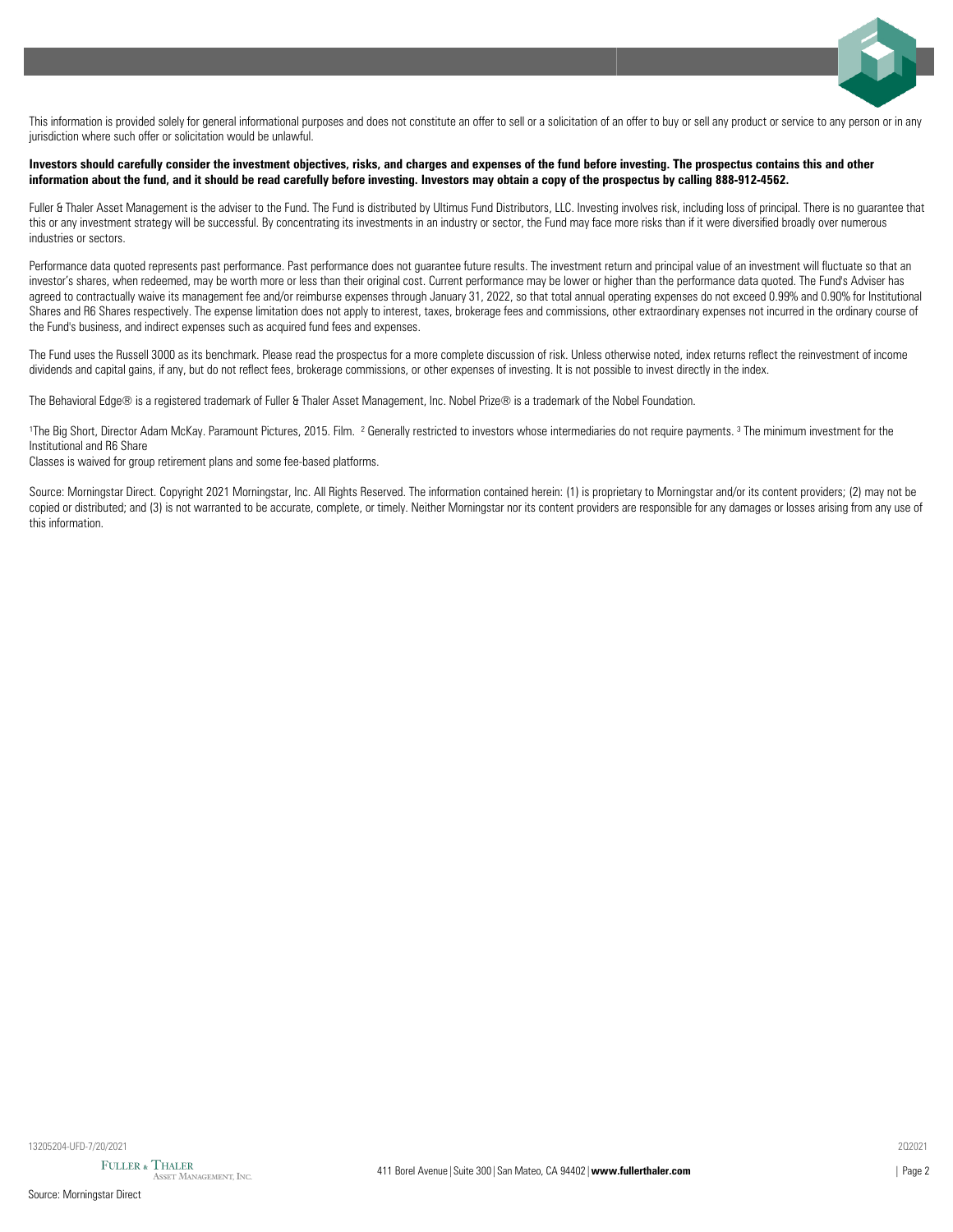This information is provided solely for general informational purposes and does not constitute an offer to sell or a solicitation of an offer to buy or sell any product or service to any person or in any jurisdiction where such offer or solicitation would be unlawful.

**Investors should carefully consider the investment objectives, risks, and charges and expenses of the fund before investing. The prospectus contains this and other information about the fund, and it should be read carefully before investing. Investors may obtain a copy of the prospectus by calling 888-912-4562.**

Fuller & Thaler Asset Management is the adviser to the Fund. The Fund is distributed by Ultimus Fund Distributors, LLC. Investing involves risk, including loss of principal. There is no guarantee that this or any investment strategy will be successful. By concentrating its investments in an industry or sector, the Fund may face more risks than if it were diversified broadly over numerous industries or sectors.

Performance data quoted represents past performance. Past performance does not guarantee future results. The investment return and principal value of an investment will fluctuate so that an investor's shares, when redeemed, may be worth more or less than their original cost. Current performance may be lower or higher than the performance data quoted. The Fund's Adviser has agreed to contractually waive its management fee and/or reimburse expenses through January 31, 2022, so that total annual operating expenses do not exceed 0.99% and 0.90% for Institutional Shares and R6 Shares respectively. The expense limitation does not apply to interest, taxes, brokerage fees and commissions, other extraordinary expenses not incurred in the ordinary course of the Fund's business, and indirect expenses such as acquired fund fees and expenses.

The Fund uses the Russell 3000 as its benchmark. Please read the prospectus for a more complete discussion of risk. Unless otherwise noted, index returns reflect the reinvestment of income dividends and capital gains, if any, but do not reflect fees, brokerage commissions, or other expenses of investing. It is not possible to invest directly in the index.

The Behavioral Edge® is a registered trademark of Fuller & Thaler Asset Management, Inc. Nobel Prize® is a trademark of the Nobel Foundation.

[1]The Big Short, Director Adam McKay. Paramount Pictures, 2015. Film. [2] Generally restricted to investors whose intermediaries do not require payments. [3] The minimum investment for the Institutional and R6 Share
Classes is waived for group retirement plans and some fee-based platforms.

Source: Morningstar Direct. Copyright 2021 Morningstar, Inc. All Rights Reserved. The information contained herein: (1) is proprietary to Morningstar and/or its content providers; (2) may not be copied or distributed; and (3) is not warranted to be accurate, complete, or timely. Neither Morningstar nor its content providers are responsible for any damages or losses arising from any use of this information.

13205204-UFD-7/20/2021

2Q2021

Fuller & Thaler Asset Management, Inc.

411 Borel Avenue | Suite 300 | San Mateo, CA 94402 | **www.fullerthaler.com**

Source: Morningstar Direct